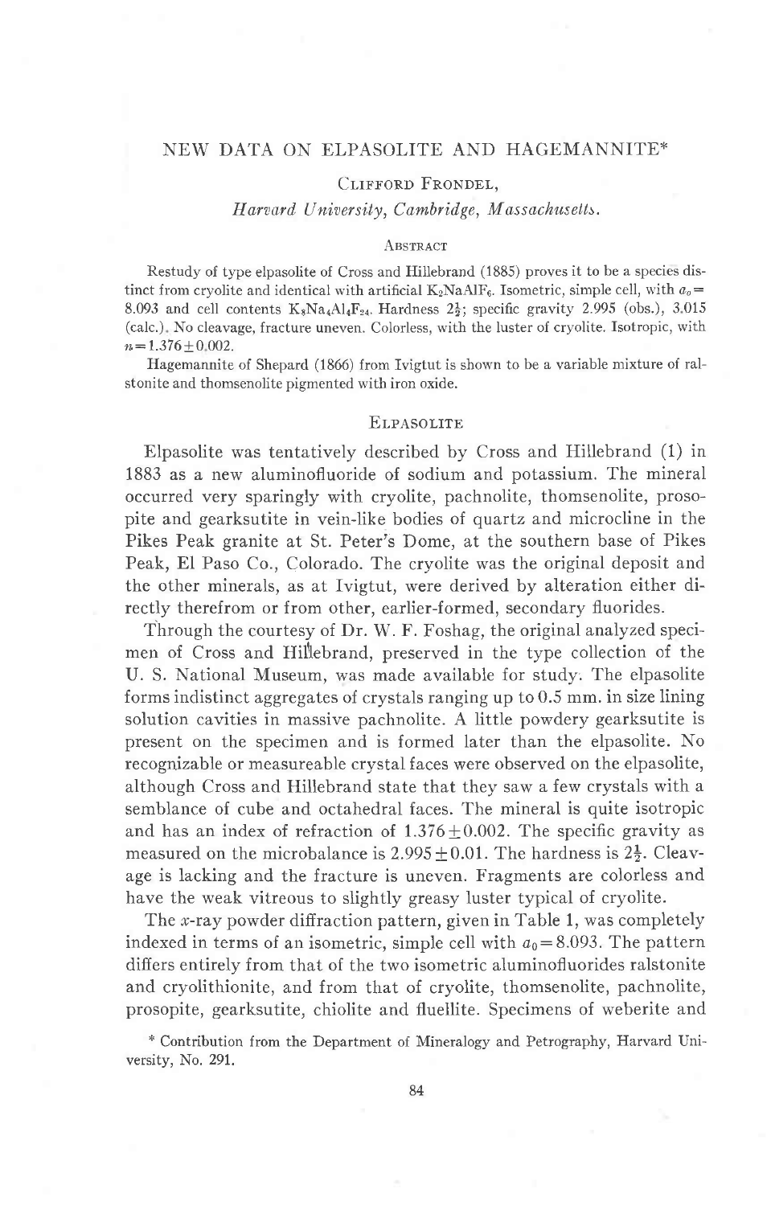# NEW DATA ON ELPASOLITE AND HAGEMANNITE*

Clifford Frondel,
*Harvard University, Cambridge, Massachusetts.*

## Abstract

Restudy of type elpasolite of Cross and Hillebrand (1885) proves it to be a species distinct from cryolite and identical with artificial $K_2NaAlF_6$. Isometric, simple cell, with $a_0=8.093$ and cell contents $K_8Na_4Al_4F_{24}$. Hardness $2\frac{1}{2}$; specific gravity 2.995 (obs.), 3.015 (calc.). No cleavage, fracture uneven. Colorless, with the luster of cryolite. Isotropic, with $n=1.376\pm0.002$.

Hagemannite of Shepard (1866) from Ivigtut is shown to be a variable mixture of ralstonite and thomsenolite pigmented with iron oxide.

## Elpasolite

Elpasolite was tentatively described by Cross and Hillebrand (1) in 1883 as a new aluminofluoride of sodium and potassium. The mineral occurred very sparingly with cryolite, pachnolite, thomsenolite, prosopite and gearksutite in vein-like bodies of quartz and microcline in the Pikes Peak granite at St. Peter's Dome, at the southern base of Pikes Peak, El Paso Co., Colorado. The cryolite was the original deposit and the other minerals, as at Ivigtut, were derived by alteration either directly therefrom or from other, earlier-formed, secondary fluorides.

Through the courtesy of Dr. W. F. Foshag, the original analyzed specimen of Cross and Hillebrand, preserved in the type collection of the U. S. National Museum, was made available for study. The elpasolite forms indistinct aggregates of crystals ranging up to 0.5 mm. in size lining solution cavities in massive pachnolite. A little powdery gearksutite is present on the specimen and is formed later than the elpasolite. No recognizable or measureable crystal faces were observed on the elpasolite, although Cross and Hillebrand state that they saw a few crystals with a semblance of cube and octahedral faces. The mineral is quite isotropic and has an index of refraction of $1.376\pm0.002$. The specific gravity as measured on the microbalance is $2.995\pm0.01$. The hardness is $2\frac{1}{2}$. Cleavage is lacking and the fracture is uneven. Fragments are colorless and have the weak vitreous to slightly greasy luster typical of cryolite.

The $x$-ray powder diffraction pattern, given in Table 1, was completely indexed in terms of an isometric, simple cell with $a_0=8.093$. The pattern differs entirely from that of the two isometric aluminofluorides ralstonite and cryolithionite, and from that of cryolite, thomsenolite, pachnolite, prosopite, gearksutite, chiolite and fluellite. Specimens of weberite and

* Contribution from the Department of Mineralogy and Petrography, Harvard University, No. 291.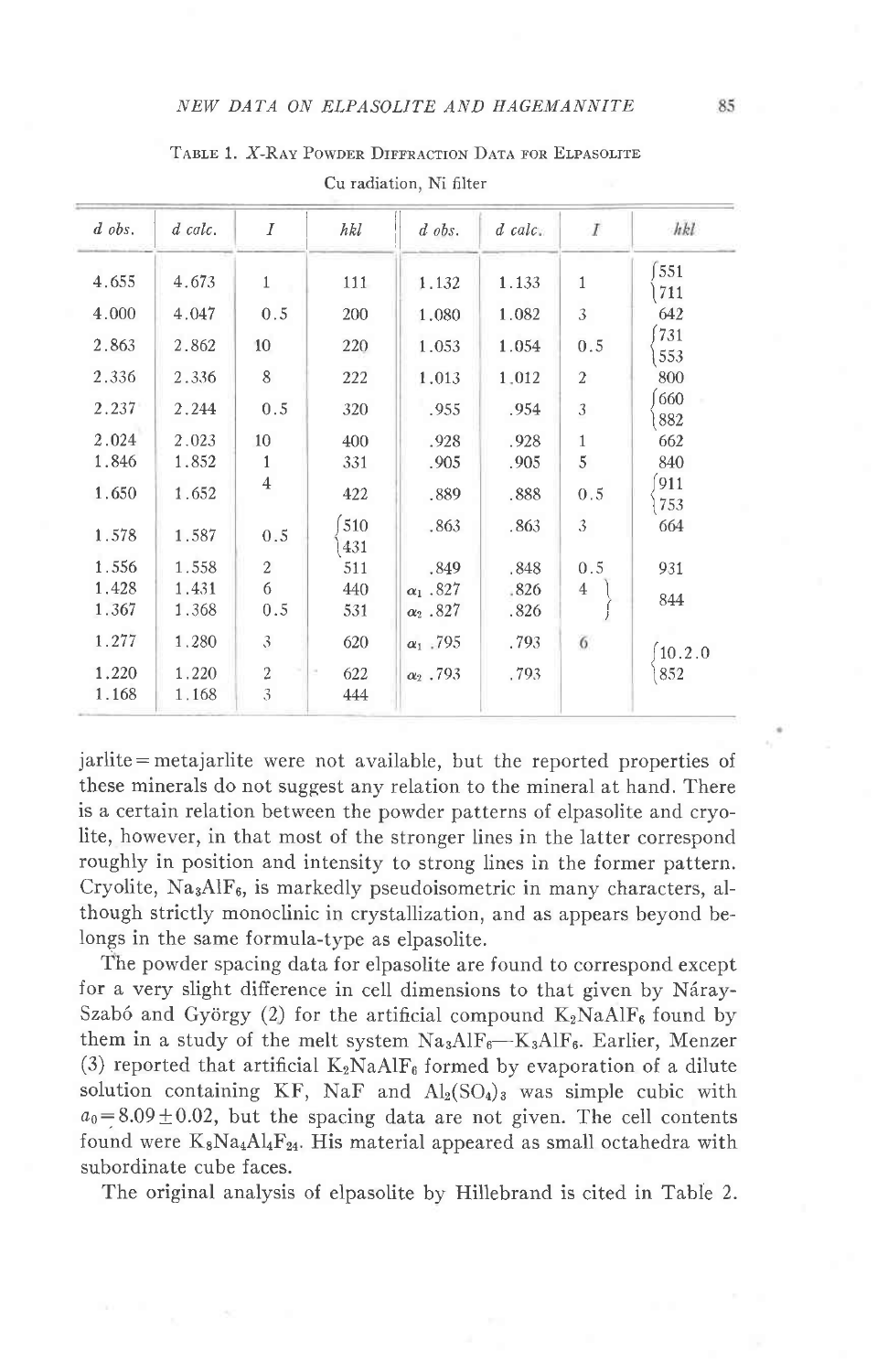TABLE 1. X-RAY POWDER DIFFRACTION DATA FOR ELPASOLITE

Cu radiation, Ni filter

| d obs. | d calc. | I | hkl | d obs. | d calc. | I | hkl |
|---|---|---|---|---|---|---|---|
| 4.655 | 4.673 | 1 | 111 | 1.132 | 1.133 | 1 | 551, 711 |
| 4.000 | 4.047 | 0.5 | 200 | 1.080 | 1.082 | 3 | 642 |
| 2.863 | 2.862 | 10 | 220 | 1.053 | 1.054 | 0.5 | 731, 553 |
| 2.336 | 2.336 | 8 | 222 | 1.013 | 1.012 | 2 | 800 |
| 2.237 | 2.244 | 0.5 | 320 | .955 | .954 | 3 | 660, 882 |
| 2.024 | 2.023 | 10 | 400 | .928 | .928 | 1 | 662 |
| 1.846 | 1.852 | 1 | 331 | .905 | .905 | 5 | 840 |
| 1.650 | 1.652 | 4 | 422 | .889 | .888 | 0.5 | 911, 753 |
| 1.578 | 1.587 | 0.5 | 510, 431 | .863 | .863 | 3 | 664 |
| 1.556 | 1.558 | 2 | 511 | .849 | .848 | 0.5 | 931 |
| 1.428 | 1.431 | 6 | 440 | $\alpha_1$ .827 | .826 | 4 | 844 |
| 1.367 | 1.368 | 0.5 | 531 | $\alpha_2$ .827 | .826 | | 844 |
| 1.277 | 1.280 | 3 | 620 | $\alpha_1$ .795 | .793 | 6 | 10.2.0, 852 |
| 1.220 | 1.220 | 2 | 622 | $\alpha_2$ .793 | .793 | | 10.2.0, 852 |
| 1.168 | 1.168 | 3 | 444 | | | | |

jarlite = metajarlite were not available, but the reported properties of these minerals do not suggest any relation to the mineral at hand. There is a certain relation between the powder patterns of elpasolite and cryolite, however, in that most of the stronger lines in the latter correspond roughly in position and intensity to strong lines in the former pattern. Cryolite, $Na_3AlF_6$, is markedly pseudoisometric in many characters, although strictly monoclinic in crystallization, and as appears beyond belongs in the same formula-type as elpasolite.

The powder spacing data for elpasolite are found to correspond except for a very slight difference in cell dimensions to that given by Náray-Szabó and György (2) for the artificial compound $K_2NaAlF_6$ found by them in a study of the melt system $Na_3AlF_6$—$K_3AlF_6$. Earlier, Menzer (3) reported that artificial $K_2NaAlF_6$ formed by evaporation of a dilute solution containing KF, NaF and $Al_2(SO_4)_3$ was simple cubic with $a_0 = 8.09 \pm 0.02$, but the spacing data are not given. The cell contents found were $K_8Na_4Al_4F_{24}$. His material appeared as small octahedra with subordinate cube faces.

The original analysis of elpasolite by Hillebrand is cited in Table 2.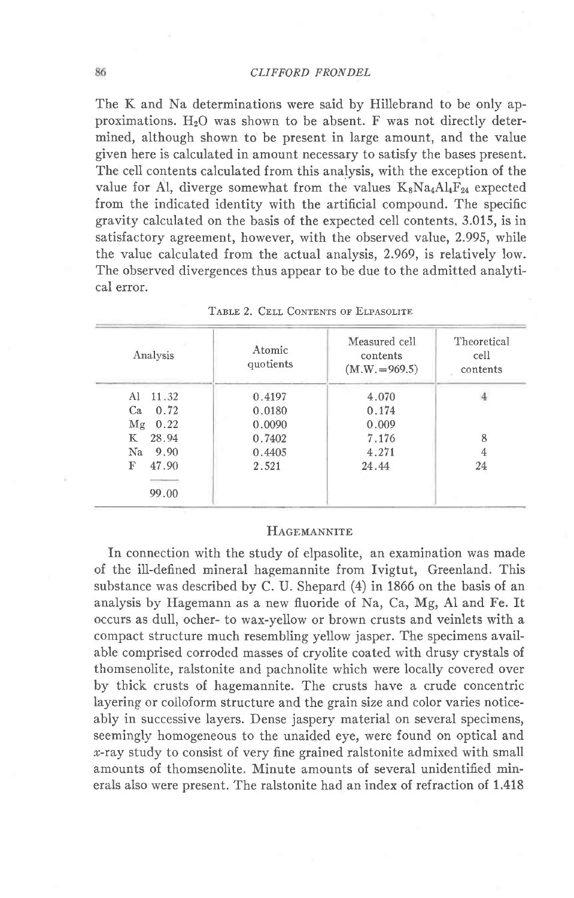The K and Na determinations were said by Hillebrand to be only approximations. $H_2O$ was shown to be absent. F was not directly determined, although shown to be present in large amount, and the value given here is calculated in amount necessary to satisfy the bases present. The cell contents calculated from this analysis, with the exception of the value for Al, diverge somewhat from the values $K_8Na_4Al_4F_{24}$ expected from the indicated identity with the artificial compound. The specific gravity calculated on the basis of the expected cell contents, 3.015, is in satisfactory agreement, however, with the observed value, 2.995, while the value calculated from the actual analysis, 2.969, is relatively low. The observed divergences thus appear to be due to the admitted analytical error.

Table 2. Cell Contents of Elpasolite

| Analysis | Atomic quotients | Measured cell contents (M.W.=969.5) | Theoretical cell contents |
|---|---|---|---|
| Al 11.32 | 0.4197 | 4.070 | 4 |
| Ca 0.72 | 0.0180 | 0.174 | |
| Mg 0.22 | 0.0090 | 0.009 | |
| K 28.94 | 0.7402 | 7.176 | 8 |
| Na 9.90 | 0.4405 | 4.271 | 4 |
| F 47.90 | 2.521 | 24.44 | 24 |
| 99.00 | | | |

## Hagemannite

In connection with the study of elpasolite, an examination was made of the ill-defined mineral hagemannite from Ivigtut, Greenland. This substance was described by C. U. Shepard (4) in 1866 on the basis of an analysis by Hagemann as a new fluoride of Na, Ca, Mg, Al and Fe. It occurs as dull, ocher- to wax-yellow or brown crusts and veinlets with a compact structure much resembling yellow jasper. The specimens available comprised corroded masses of cryolite coated with drusy crystals of thomsenolite, ralstonite and pachnolite which were locally covered over by thick crusts of hagemannite. The crusts have a crude concentric layering or colloform structure and the grain size and color varies noticeably in successive layers. Dense jaspery material on several specimens, seemingly homogeneous to the unaided eye, were found on optical and *x*-ray study to consist of very fine grained ralstonite admixed with small amounts of thomsenolite. Minute amounts of several unidentified minerals also were present. The ralstonite had an index of refraction of 1.418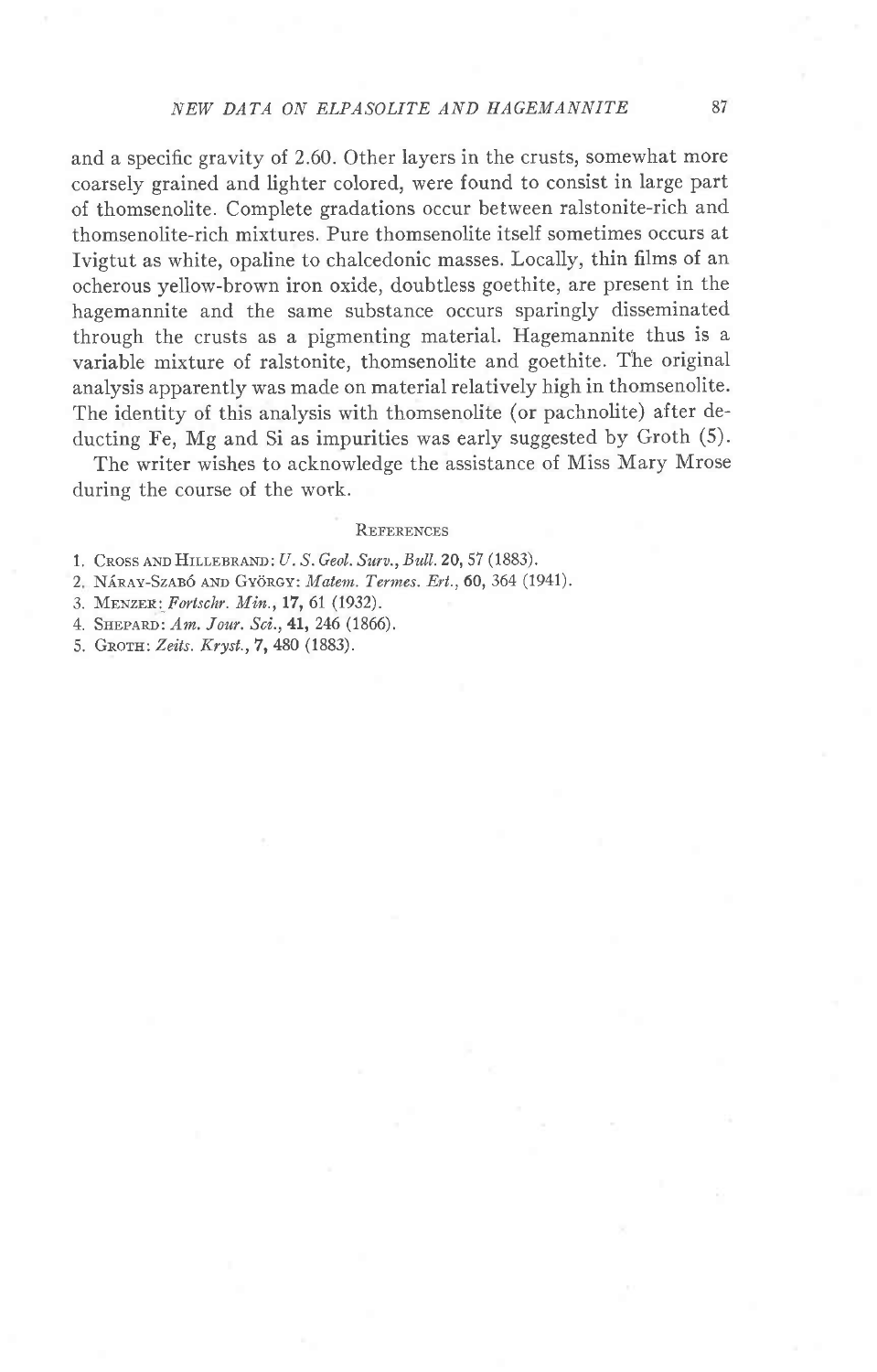and a specific gravity of 2.60. Other layers in the crusts, somewhat more coarsely grained and lighter colored, were found to consist in large part of thomsenolite. Complete gradations occur between ralstonite-rich and thomsenolite-rich mixtures. Pure thomsenolite itself sometimes occurs at Ivigtut as white, opaline to chalcedonic masses. Locally, thin films of an ocherous yellow-brown iron oxide, doubtless goethite, are present in the hagemannite and the same substance occurs sparingly disseminated through the crusts as a pigmenting material. Hagemannite thus is a variable mixture of ralstonite, thomsenolite and goethite. The original analysis apparently was made on material relatively high in thomsenolite. The identity of this analysis with thomsenolite (or pachnolite) after deducting Fe, Mg and Si as impurities was early suggested by Groth (5).

The writer wishes to acknowledge the assistance of Miss Mary Mrose during the course of the work.

## References

1. Cross and Hillebrand: *U. S. Geol. Surv., Bull.* **20**, 57 (1883).
2. Náray-Szabó and György: *Matem. Termes. Ert.*, **60**, 364 (1941).
3. Menzer: *Fortschr. Min.*, **17**, 61 (1932).
4. Shepard: *Am. Jour. Sci.*, **41**, 246 (1866).
5. Groth: *Zeits. Kryst.*, **7**, 480 (1883).